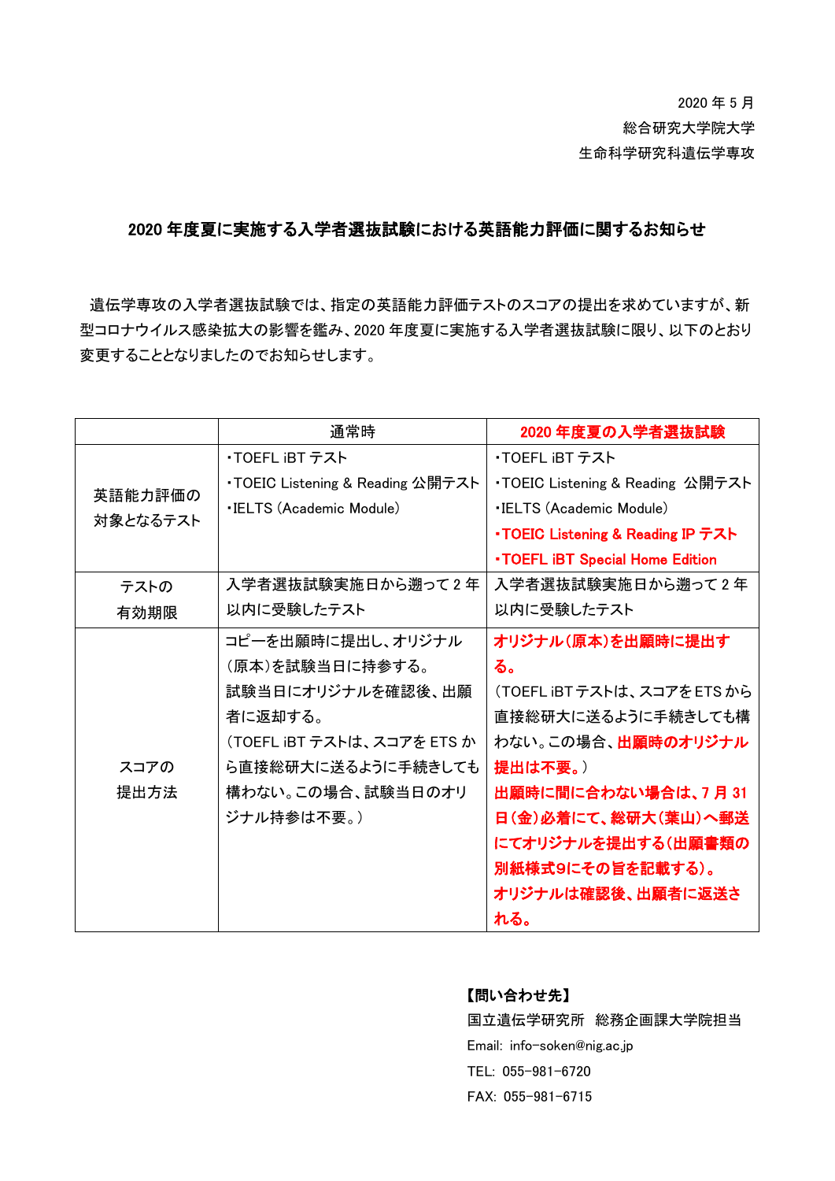2020 年 5 月
総合研究大学院大学
生命科学研究科遺伝学専攻

## 2020 年度夏に実施する入学者選抜試験における英語能力評価に関するお知らせ

遺伝学専攻の入学者選抜試験では、指定の英語能力評価テストのスコアの提出を求めていますが、新型コロナウイルス感染拡大の影響を鑑み、2020 年度夏に実施する入学者選抜試験に限り、以下のとおり変更することとなりましたのでお知らせします。

| | 通常時 | **2020 年度夏の入学者選抜試験** |
|---|---|---|
| 英語能力評価の対象となるテスト | ・TOEFL iBT テスト<br>・TOEIC Listening & Reading 公開テスト<br>・IELTS (Academic Module) | ・TOEFL iBT テスト<br>・TOEIC Listening & Reading 公開テスト<br>・IELTS (Academic Module)<br>**・TOEIC Listening & Reading IP テスト**<br>**・TOEFL iBT Special Home Edition** |
| テストの有効期限 | 入学者選抜試験実施日から遡って 2 年以内に受験したテスト | 入学者選抜試験実施日から遡って 2 年以内に受験したテスト |
| スコアの提出方法 | コピーを出願時に提出し、オリジナル(原本)を試験当日に持参する。<br>試験当日にオリジナルを確認後、出願者に返却する。<br>(TOEFL iBT テストは、スコアを ETS から直接総研大に送るように手続きしても構わない。この場合、試験当日のオリジナル持参は不要。) | **オリジナル(原本)を出願時に提出する。**<br>(TOEFL iBT テストは、スコアを ETS から直接総研大に送るように手続きしても構わない。この場合、**出願時のオリジナル提出は不要。**)<br>**出願時に間に合わない場合は、7 月 31 日(金)必着にて、総研大(葉山)へ郵送にてオリジナルを提出する(出願書類の別紙様式9にその旨を記載する)。オリジナルは確認後、出願者に返送される。** |

**【問い合わせ先】**
国立遺伝学研究所　総務企画課大学院担当
Email: info-soken@nig.ac.jp
TEL: 055-981-6720
FAX: 055-981-6715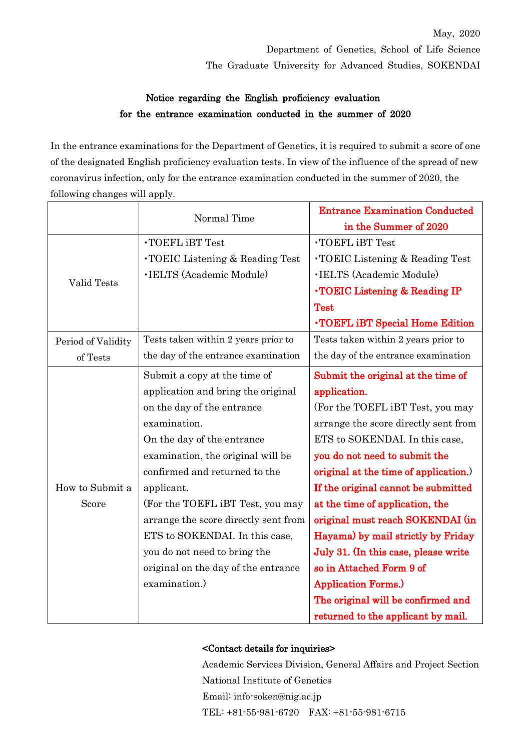May, 2020

Department of Genetics, School of Life Science

The Graduate University for Advanced Studies, SOKENDAI

## Notice regarding the English proficiency evaluation for the entrance examination conducted in the summer of 2020

In the entrance examinations for the Department of Genetics, it is required to submit a score of one of the designated English proficiency evaluation tests. In view of the influence of the spread of new coronavirus infection, only for the entrance examination conducted in the summer of 2020, the following changes will apply.

| | Normal Time | **Entrance Examination Conducted in the Summer of 2020** |
|---|---|---|
| Valid Tests | ・TOEFL iBT Test<br>・TOEIC Listening & Reading Test<br>・IELTS (Academic Module) | ・TOEFL iBT Test<br>・TOEIC Listening & Reading Test<br>・IELTS (Academic Module)<br>**・TOEIC Listening & Reading IP Test**<br>**・TOEFL iBT Special Home Edition** |
| Period of Validity of Tests | Tests taken within 2 years prior to the day of the entrance examination | Tests taken within 2 years prior to the day of the entrance examination |
| How to Submit a Score | Submit a copy at the time of application and bring the original on the day of the entrance examination.<br>On the day of the entrance examination, the original will be confirmed and returned to the applicant.<br>(For the TOEFL iBT Test, you may arrange the score directly sent from ETS to SOKENDAI. In this case, you do not need to bring the original on the day of the entrance examination.) | **Submit the original at the time of application.**<br>(For the TOEFL iBT Test, you may arrange the score directly sent from ETS to SOKENDAI. In this case, **you do not need to submit the original at the time of application.**)<br>**If the original cannot be submitted at the time of application, the original must reach SOKENDAI (in Hayama) by mail strictly by Friday July 31. (In this case, please write so in Attached Form 9 of Application Forms.)**<br>**The original will be confirmed and returned to the applicant by mail.** |

**<Contact details for inquiries>**

Academic Services Division, General Affairs and Project Section

National Institute of Genetics

Email: info-soken@nig.ac.jp

TEL: +81-55-981-6720　FAX: +81-55-981-6715